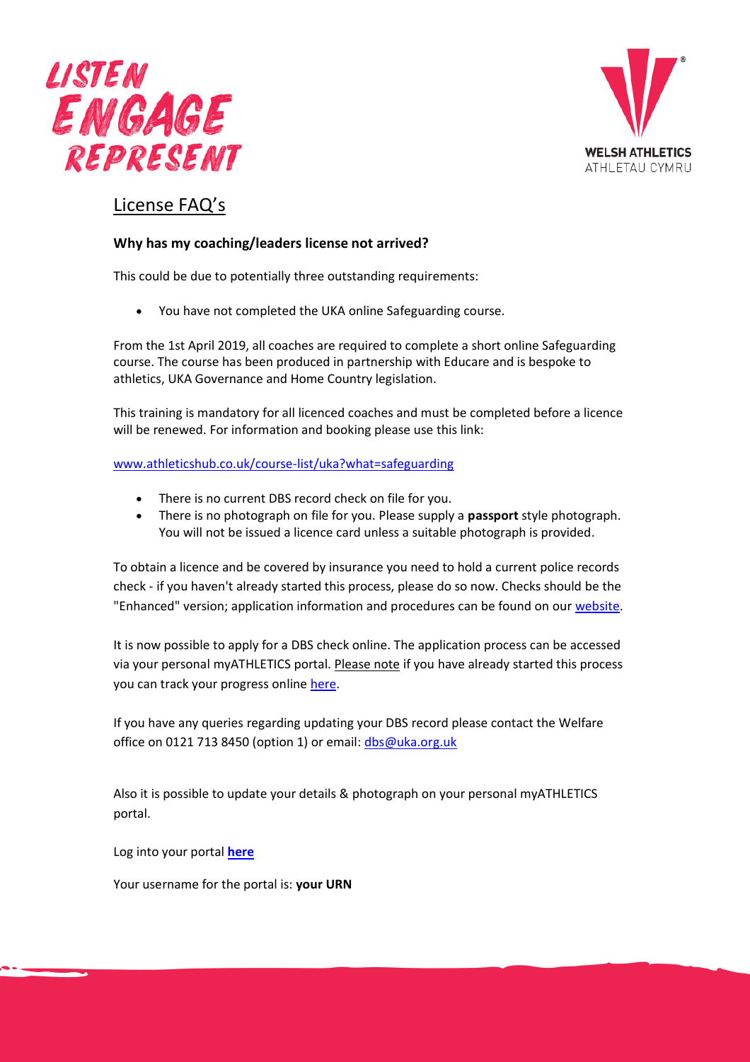# License FAQ's

### Why has my coaching/leaders license not arrived?

This could be due to potentially three outstanding requirements:

- You have not completed the UKA online Safeguarding course.

From the 1st April 2019, all coaches are required to complete a short online Safeguarding course. The course has been produced in partnership with Educare and is bespoke to athletics, UKA Governance and Home Country legislation.

This training is mandatory for all licenced coaches and must be completed before a licence will be renewed. For information and booking please use this link:

www.athleticshub.co.uk/course-list/uka?what=safeguarding

- There is no current DBS record check on file for you.
- There is no photograph on file for you. Please supply a **passport** style photograph. You will not be issued a licence card unless a suitable photograph is provided.

To obtain a licence and be covered by insurance you need to hold a current police records check - if you haven't already started this process, please do so now. Checks should be the "Enhanced" version; application information and procedures can be found on our website.

It is now possible to apply for a DBS check online. The application process can be accessed via your personal myATHLETICS portal. Please note if you have already started this process you can track your progress online here.

If you have any queries regarding updating your DBS record please contact the Welfare office on 0121 713 8450 (option 1) or email: dbs@uka.org.uk

Also it is possible to update your details & photograph on your personal myATHLETICS portal.

Log into your portal **here**

Your username for the portal is: **your URN**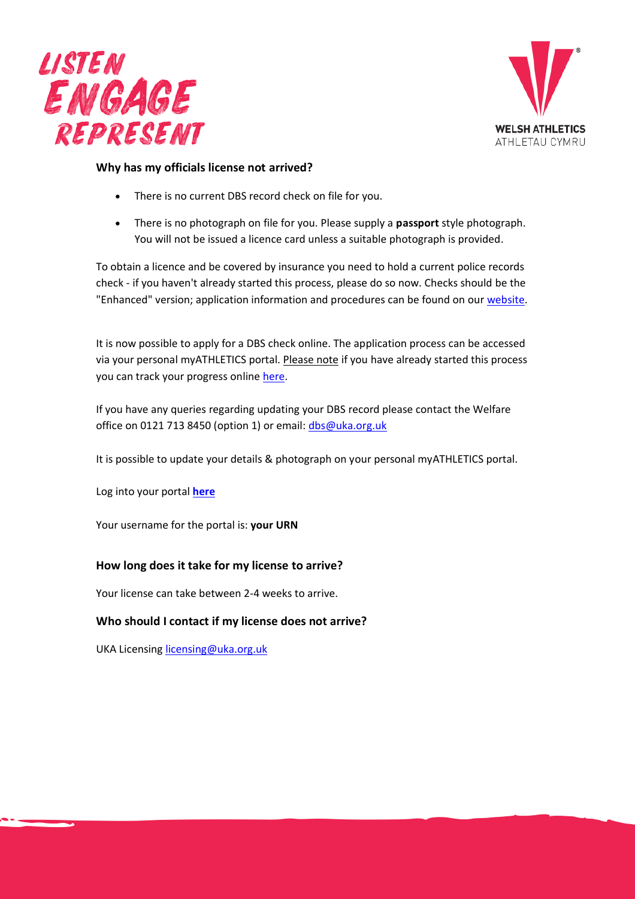### Why has my officials license not arrived?

- There is no current DBS record check on file for you.
- There is no photograph on file for you. Please supply a **passport** style photograph. You will not be issued a licence card unless a suitable photograph is provided.

To obtain a licence and be covered by insurance you need to hold a current police records check - if you haven't already started this process, please do so now. Checks should be the "Enhanced" version; application information and procedures can be found on our website.

It is now possible to apply for a DBS check online. The application process can be accessed via your personal myATHLETICS portal. Please note if you have already started this process you can track your progress online here.

If you have any queries regarding updating your DBS record please contact the Welfare office on 0121 713 8450 (option 1) or email: dbs@uka.org.uk

It is possible to update your details & photograph on your personal myATHLETICS portal.

Log into your portal **here**

Your username for the portal is: **your URN**

### How long does it take for my license to arrive?

Your license can take between 2-4 weeks to arrive.

### Who should I contact if my license does not arrive?

UKA Licensing licensing@uka.org.uk